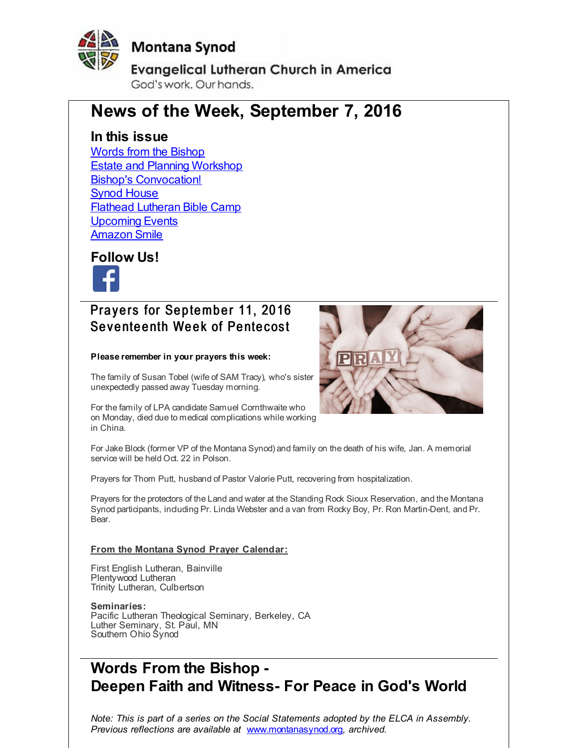Montana Synod

Evangelical Lutheran Church in America

God's work. Our hands.

# News of the Week, September 7, 2016

## In this issue

[Words from the Bishop](#)
[Estate and Planning Workshop](#)
[Bishop's Convocation!](#)
[Synod House](#)
[Flathead Lutheran Bible Camp](#)
[Upcoming Events](#)
[Amazon Smile](#)

## Follow Us!

## Prayers for September 11, 2016
## Seventeenth Week of Pentecost

**Please remember in your prayers this week:**

The family of Susan Tobel (wife of SAM Tracy), who's sister unexpectedly passed away Tuesday morning.

For the family of LPA candidate Samuel Cornthwaite who on Monday, died due to medical complications while working in China.

For Jake Block (former VP of the Montana Synod) and family on the death of his wife, Jan. A memorial service will be held Oct. 22 in Polson.

Prayers for Thom Putt, husband of Pastor Valorie Putt, recovering from hospitalization.

Prayers for the protectors of the Land and water at the Standing Rock Sioux Reservation, and the Montana Synod participants, including Pr. Linda Webster and a van from Rocky Boy, Pr. Ron Martin-Dent, and Pr. Bear.

**From the Montana Synod Prayer Calendar:**

First English Lutheran, Bainville
Plentywood Lutheran
Trinity Lutheran, Culbertson

**Seminaries:**
Pacific Lutheran Theological Seminary, Berkeley, CA
Luther Seminary, St. Paul, MN
Southern Ohio Synod

# Words From the Bishop - Deepen Faith and Witness- For Peace in God's World

*Note: This is part of a series on the Social Statements adopted by the ELCA in Assembly. Previous reflections are available at* [www.montanasynod.org](http://www.montanasynod.org)*, archived.*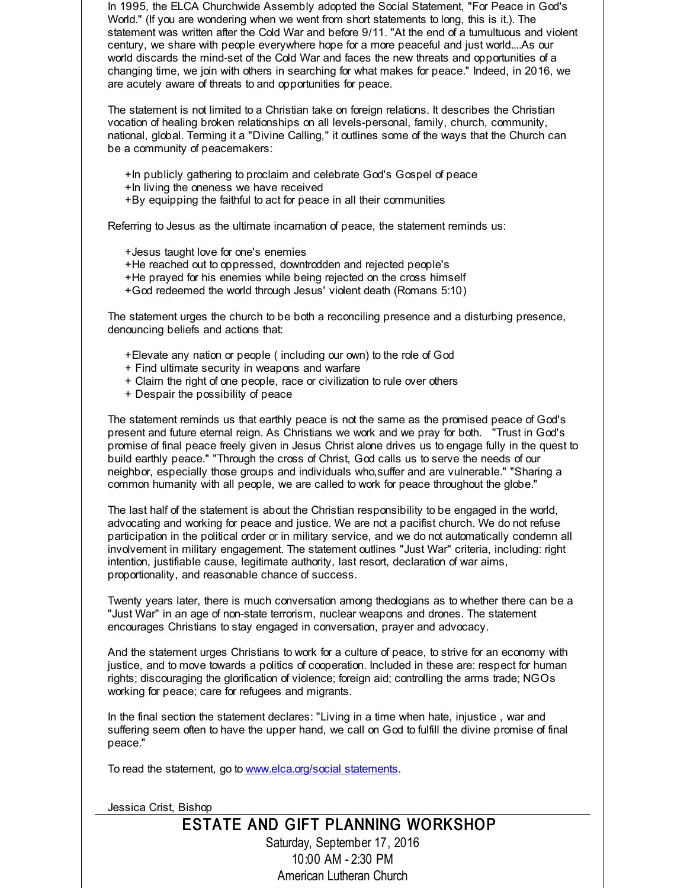In 1995, the ELCA Churchwide Assembly adopted the Social Statement, "For Peace in God's World." (If you are wondering when we went from short statements to long, this is it.). The statement was written after the Cold War and before 9/11. "At the end of a tumultuous and violent century, we share with people everywhere hope for a more peaceful and just world....As our world discards the mind-set of the Cold War and faces the new threats and opportunities of a changing time, we join with others in searching for what makes for peace." Indeed, in 2016, we are acutely aware of threats to and opportunities for peace.

The statement is not limited to a Christian take on foreign relations. It describes the Christian vocation of healing broken relationships on all levels-personal, family, church, community, national, global. Terming it a "Divine Calling," it outlines some of the ways that the Church can be a community of peacemakers:

+In publicly gathering to proclaim and celebrate God's Gospel of peace
+In living the oneness we have received
+By equipping the faithful to act for peace in all their communities

Referring to Jesus as the ultimate incarnation of peace, the statement reminds us:

+Jesus taught love for one's enemies
+He reached out to oppressed, downtrodden and rejected people's
+He prayed for his enemies while being rejected on the cross himself
+God redeemed the world through Jesus' violent death (Romans 5:10)

The statement urges the church to be both a reconciling presence and a disturbing presence, denouncing beliefs and actions that:

+Elevate any nation or people ( including our own) to the role of God
+ Find ultimate security in weapons and warfare
+ Claim the right of one people, race or civilization to rule over others
+ Despair the possibility of peace

The statement reminds us that earthly peace is not the same as the promised peace of God's present and future eternal reign. As Christians we work and we pray for both. "Trust in God's promise of final peace freely given in Jesus Christ alone drives us to engage fully in the quest to build earthly peace." "Through the cross of Christ, God calls us to serve the needs of our neighbor, especially those groups and individuals who,suffer and are vulnerable." "Sharing a common humanity with all people, we are called to work for peace throughout the globe."

The last half of the statement is about the Christian responsibility to be engaged in the world, advocating and working for peace and justice. We are not a pacifist church. We do not refuse participation in the political order or in military service, and we do not automatically condemn all involvement in military engagement. The statement outlines "Just War" criteria, including: right intention, justifiable cause, legitimate authority, last resort, declaration of war aims, proportionality, and reasonable chance of success.

Twenty years later, there is much conversation among theologians as to whether there can be a "Just War" in an age of non-state terrorism, nuclear weapons and drones. The statement encourages Christians to stay engaged in conversation, prayer and advocacy.

And the statement urges Christians to work for a culture of peace, to strive for an economy with justice, and to move towards a politics of cooperation. Included in these are: respect for human rights; discouraging the glorification of violence; foreign aid; controlling the arms trade; NGOs working for peace; care for refugees and migrants.

In the final section the statement declares: "Living in a time when hate, injustice , war and suffering seem often to have the upper hand, we call on God to fulfill the divine promise of final peace."

To read the statement, go to www.elca.org/social statements.

Jessica Crist, Bishop

# ESTATE AND GIFT PLANNING WORKSHOP

Saturday, September 17, 2016
10:00 AM - 2:30 PM
American Lutheran Church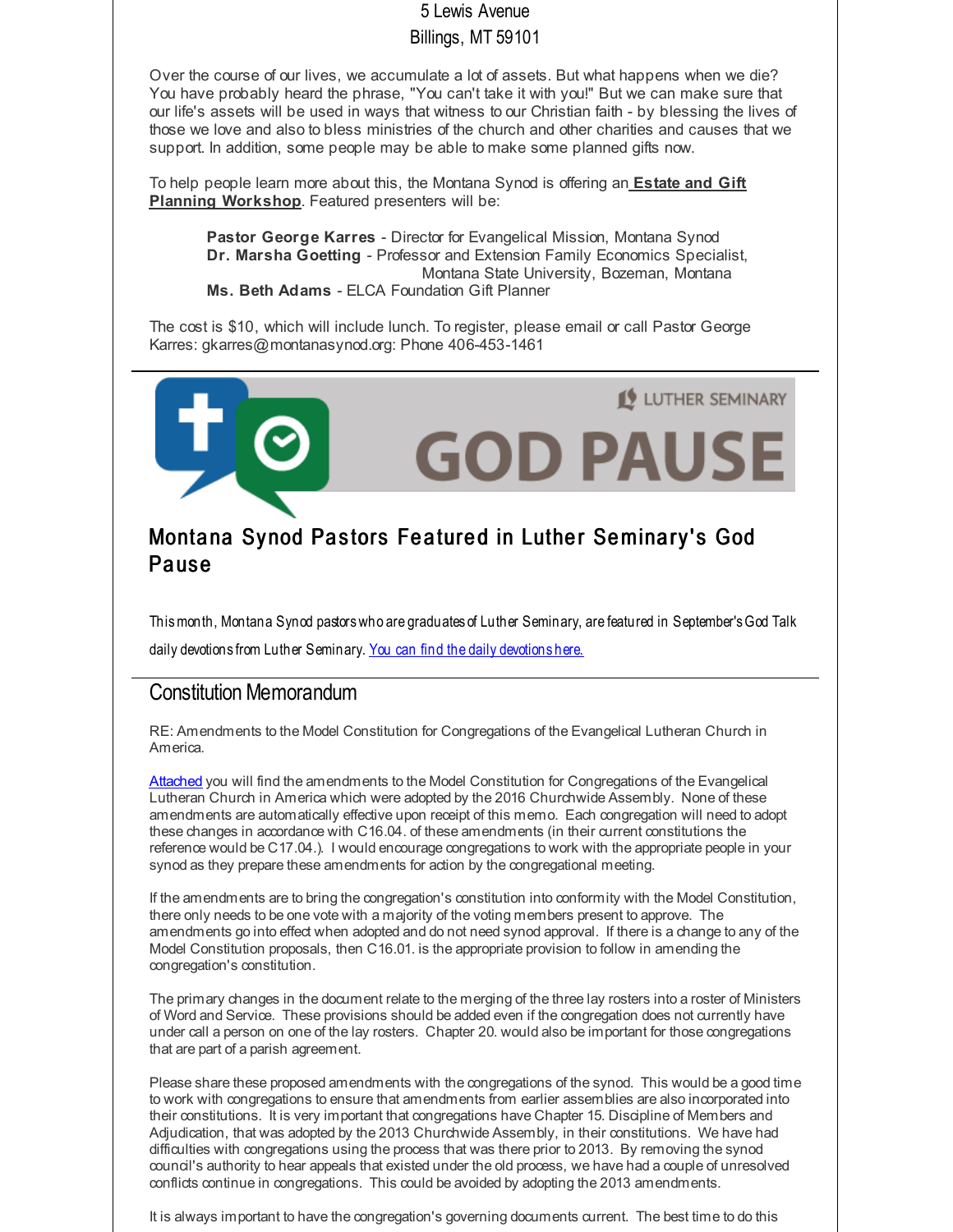5 Lewis Avenue
Billings, MT 59101

Over the course of our lives, we accumulate a lot of assets. But what happens when we die? You have probably heard the phrase, "You can't take it with you!" But we can make sure that our life's assets will be used in ways that witness to our Christian faith - by blessing the lives of those we love and also to bless ministries of the church and other charities and causes that we support. In addition, some people may be able to make some planned gifts now.

To help people learn more about this, the Montana Synod is offering an **Estate and Gift Planning Workshop**. Featured presenters will be:

> **Pastor George Karres** - Director for Evangelical Mission, Montana Synod
> **Dr. Marsha Goetting** - Professor and Extension Family Economics Specialist, Montana State University, Bozeman, Montana
> **Ms. Beth Adams** - ELCA Foundation Gift Planner

The cost is $10, which will include lunch. To register, please email or call Pastor George Karres: gkarres@montanasynod.org: Phone 406-453-1461

---

LUTHER SEMINARY
GOD PAUSE

## Montana Synod Pastors Featured in Luther Seminary's God Pause

This month, Montana Synod pastors who are graduates of Luther Seminary, are featured in September's God Talk daily devotions from Luther Seminary. You can find the daily devotions here.

---

## Constitution Memorandum

RE: Amendments to the Model Constitution for Congregations of the Evangelical Lutheran Church in America.

Attached you will find the amendments to the Model Constitution for Congregations of the Evangelical Lutheran Church in America which were adopted by the 2016 Churchwide Assembly. None of these amendments are automatically effective upon receipt of this memo. Each congregation will need to adopt these changes in accordance with C16.04. of these amendments (in their current constitutions the reference would be C17.04.). I would encourage congregations to work with the appropriate people in your synod as they prepare these amendments for action by the congregational meeting.

If the amendments are to bring the congregation's constitution into conformity with the Model Constitution, there only needs to be one vote with a majority of the voting members present to approve. The amendments go into effect when adopted and do not need synod approval. If there is a change to any of the Model Constitution proposals, then C16.01. is the appropriate provision to follow in amending the congregation's constitution.

The primary changes in the document relate to the merging of the three lay rosters into a roster of Ministers of Word and Service. These provisions should be added even if the congregation does not currently have under call a person on one of the lay rosters. Chapter 20. would also be important for those congregations that are part of a parish agreement.

Please share these proposed amendments with the congregations of the synod. This would be a good time to work with congregations to ensure that amendments from earlier assemblies are also incorporated into their constitutions. It is very important that congregations have Chapter 15. Discipline of Members and Adjudication, that was adopted by the 2013 Churchwide Assembly, in their constitutions. We have had difficulties with congregations using the process that was there prior to 2013. By removing the synod council's authority to hear appeals that existed under the old process, we have had a couple of unresolved conflicts continue in congregations. This could be avoided by adopting the 2013 amendments.

It is always important to have the congregation's governing documents current. The best time to do this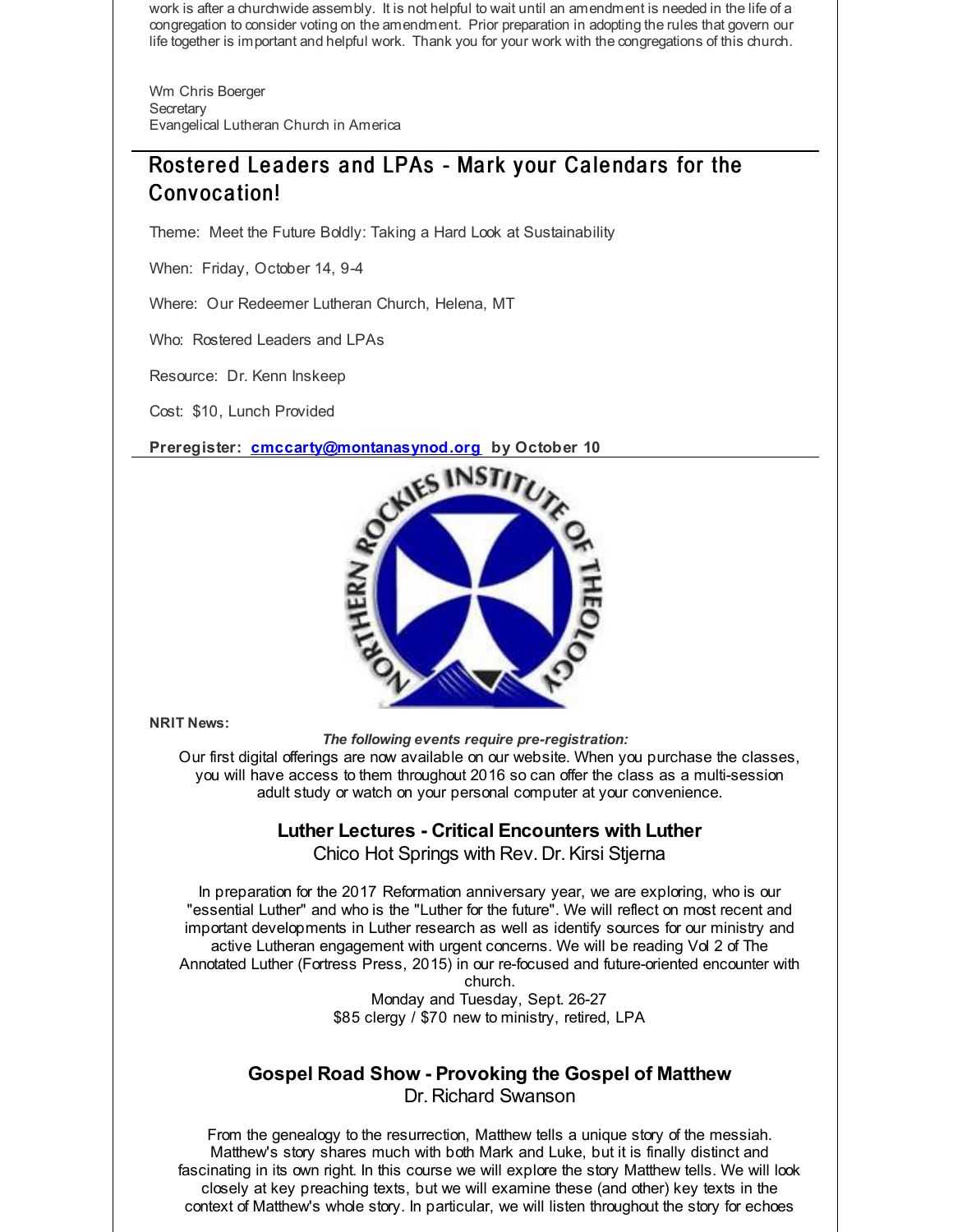work is after a churchwide assembly. It is not helpful to wait until an amendment is needed in the life of a congregation to consider voting on the amendment. Prior preparation in adopting the rules that govern our life together is important and helpful work. Thank you for your work with the congregations of this church.

Wm Chris Boerger
Secretary
Evangelical Lutheran Church in America

## Rostered Leaders and LPAs - Mark your Calendars for the Convocation!

Theme: Meet the Future Boldly: Taking a Hard Look at Sustainability

When: Friday, October 14, 9-4

Where: Our Redeemer Lutheran Church, Helena, MT

Who: Rostered Leaders and LPAs

Resource: Dr. Kenn Inskeep

Cost: $10, Lunch Provided

**Preregister: cmccarty@montanasynod.org by October 10**

**NRIT News:**

***The following events require pre-registration:***

Our first digital offerings are now available on our website. When you purchase the classes, you will have access to them throughout 2016 so can offer the class as a multi-session adult study or watch on your personal computer at your convenience.

### Luther Lectures - Critical Encounters with Luther

Chico Hot Springs with Rev. Dr. Kirsi Stjerna

In preparation for the 2017 Reformation anniversary year, we are exploring, who is our "essential Luther" and who is the "Luther for the future". We will reflect on most recent and important developments in Luther research as well as identify sources for our ministry and active Lutheran engagement with urgent concerns. We will be reading Vol 2 of The Annotated Luther (Fortress Press, 2015) in our re-focused and future-oriented encounter with church.

Monday and Tuesday, Sept. 26-27

$85 clergy / $70 new to ministry, retired, LPA

### Gospel Road Show - Provoking the Gospel of Matthew

Dr. Richard Swanson

From the genealogy to the resurrection, Matthew tells a unique story of the messiah. Matthew's story shares much with both Mark and Luke, but it is finally distinct and fascinating in its own right. In this course we will explore the story Matthew tells. We will look closely at key preaching texts, but we will examine these (and other) key texts in the context of Matthew's whole story. In particular, we will listen throughout the story for echoes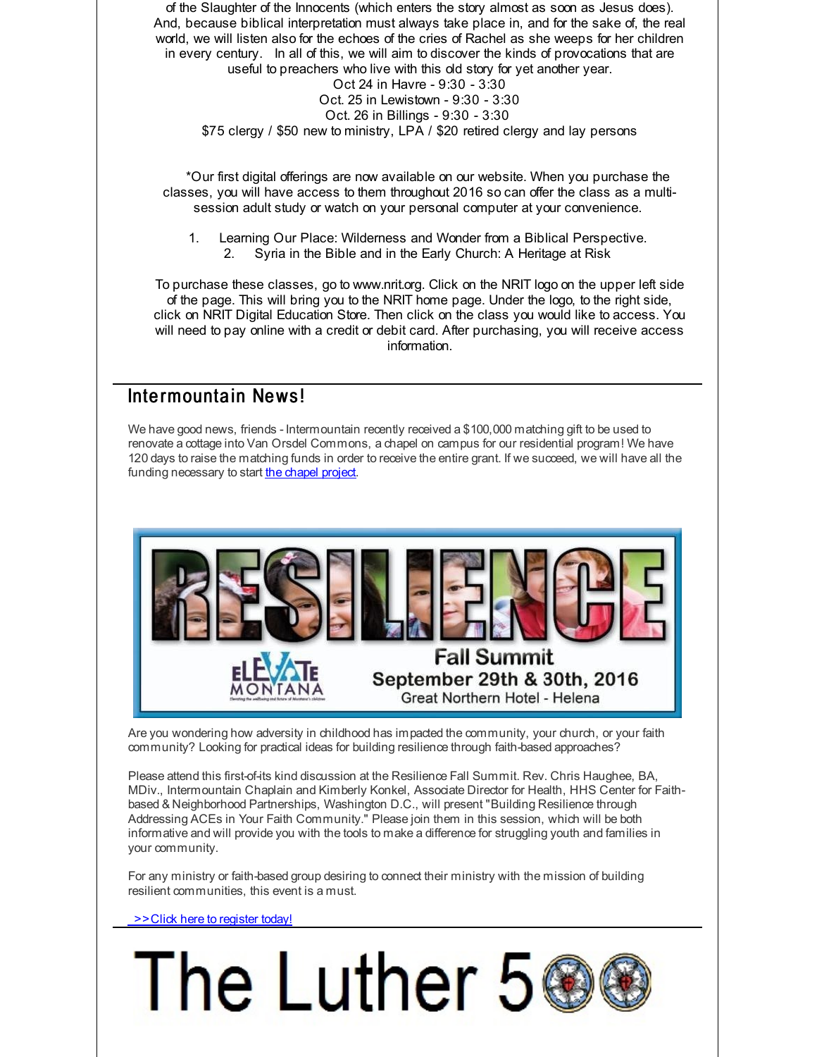of the Slaughter of the Innocents (which enters the story almost as soon as Jesus does). And, because biblical interpretation must always take place in, and for the sake of, the real world, we will listen also for the echoes of the cries of Rachel as she weeps for her children in every century. In all of this, we will aim to discover the kinds of provocations that are useful to preachers who live with this old story for yet another year.

Oct 24 in Havre - 9:30 - 3:30
Oct. 25 in Lewistown - 9:30 - 3:30
Oct. 26 in Billings - 9:30 - 3:30
$75 clergy / $50 new to ministry, LPA / $20 retired clergy and lay persons

*Our first digital offerings are now available on our website. When you purchase the classes, you will have access to them throughout 2016 so can offer the class as a multi-session adult study or watch on your personal computer at your convenience.

1. Learning Our Place: Wilderness and Wonder from a Biblical Perspective.
2. Syria in the Bible and in the Early Church: A Heritage at Risk

To purchase these classes, go to www.nrit.org. Click on the NRIT logo on the upper left side of the page. This will bring you to the NRIT home page. Under the logo, to the right side, click on NRIT Digital Education Store. Then click on the class you would like to access. You will need to pay online with a credit or debit card. After purchasing, you will receive access information.

## Intermountain News!

We have good news, friends - Intermountain recently received a $100,000 matching gift to be used to renovate a cottage into Van Orsdel Commons, a chapel on campus for our residential program! We have 120 days to raise the matching funds in order to receive the entire grant. If we succeed, we will have all the funding necessary to start the chapel project.

RESILIENCE
ELEVATE MONTANA
Fall Summit
September 29th & 30th, 2016
Great Northern Hotel - Helena

Are you wondering how adversity in childhood has impacted the community, your church, or your faith community? Looking for practical ideas for building resilience through faith-based approaches?

Please attend this first-of-its kind discussion at the Resilience Fall Summit. Rev. Chris Haughee, BA, MDiv., Intermountain Chaplain and Kimberly Konkel, Associate Director for Health, HHS Center for Faith-based & Neighborhood Partnerships, Washington D.C., will present "Building Resilience through Addressing ACEs in Your Faith Community." Please join them in this session, which will be both informative and will provide you with the tools to make a difference for struggling youth and families in your community.

For any ministry or faith-based group desiring to connect their ministry with the mission of building resilient communities, this event is a must.

>>Click here to register today!

# The Luther 500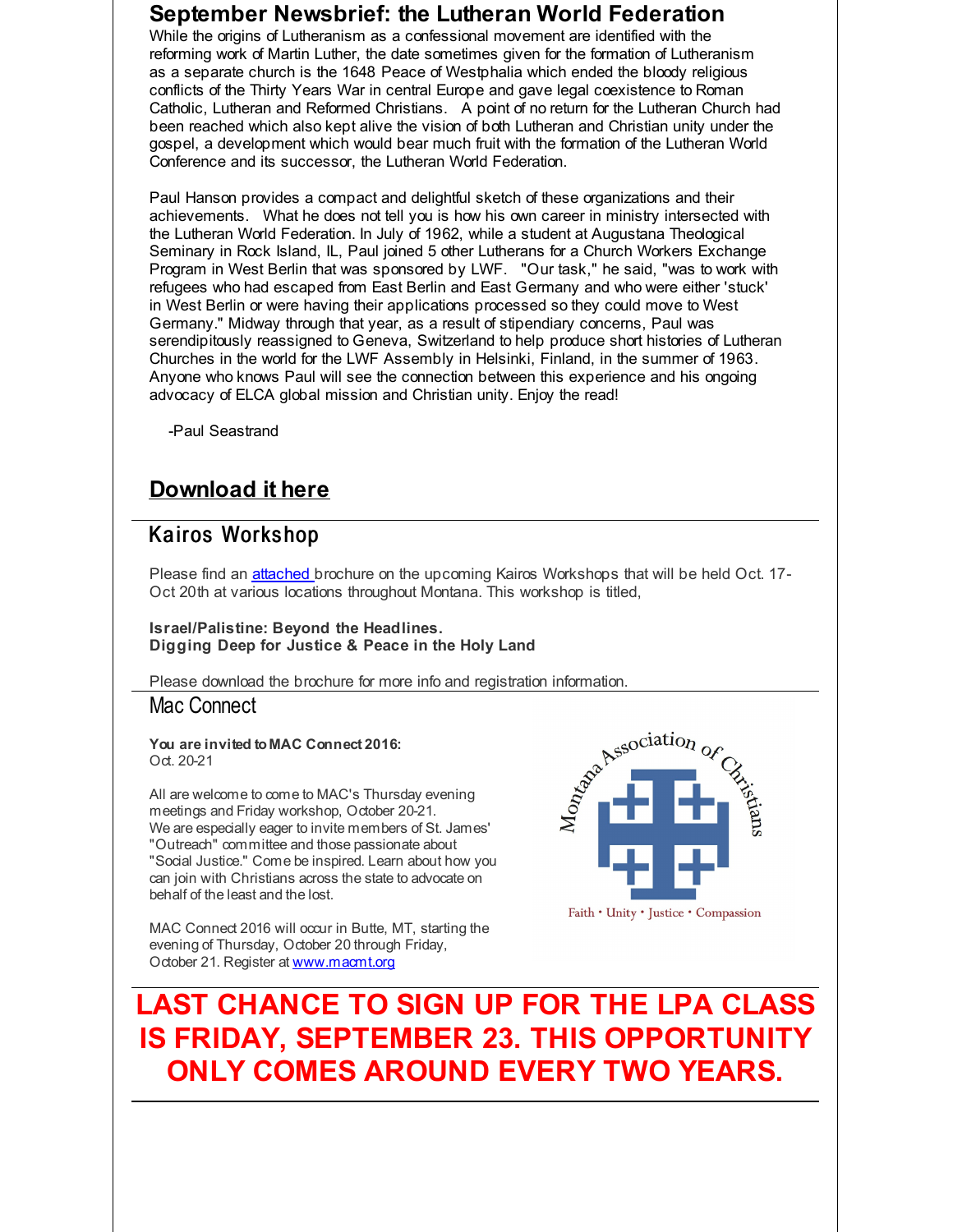## September Newsbrief: the Lutheran World Federation

While the origins of Lutheranism as a confessional movement are identified with the reforming work of Martin Luther, the date sometimes given for the formation of Lutheranism as a separate church is the 1648 Peace of Westphalia which ended the bloody religious conflicts of the Thirty Years War in central Europe and gave legal coexistence to Roman Catholic, Lutheran and Reformed Christians. A point of no return for the Lutheran Church had been reached which also kept alive the vision of both Lutheran and Christian unity under the gospel, a development which would bear much fruit with the formation of the Lutheran World Conference and its successor, the Lutheran World Federation.

Paul Hanson provides a compact and delightful sketch of these organizations and their achievements. What he does not tell you is how his own career in ministry intersected with the Lutheran World Federation. In July of 1962, while a student at Augustana Theological Seminary in Rock Island, IL, Paul joined 5 other Lutherans for a Church Workers Exchange Program in West Berlin that was sponsored by LWF. "Our task," he said, "was to work with refugees who had escaped from East Berlin and East Germany and who were either 'stuck' in West Berlin or were having their applications processed so they could move to West Germany." Midway through that year, as a result of stipendiary concerns, Paul was serendipitously reassigned to Geneva, Switzerland to help produce short histories of Lutheran Churches in the world for the LWF Assembly in Helsinki, Finland, in the summer of 1963. Anyone who knows Paul will see the connection between this experience and his ongoing advocacy of ELCA global mission and Christian unity. Enjoy the read!

-Paul Seastrand

## Download it here

---

## Kairos Workshop

Please find an attached brochure on the upcoming Kairos Workshops that will be held Oct. 17-Oct 20th at various locations throughout Montana. This workshop is titled,

**Israel/Palistine: Beyond the Headlines.**
**Digging Deep for Justice & Peace in the Holy Land**

Please download the brochure for more info and registration information.

---

## Mac Connect

**You are invited to MAC Connect 2016:**
Oct. 20-21

All are welcome to come to MAC's Thursday evening meetings and Friday workshop, October 20-21.
We are especially eager to invite members of St. James' "Outreach" committee and those passionate about "Social Justice." Come be inspired. Learn about how you can join with Christians across the state to advocate on behalf of the least and the lost.

MAC Connect 2016 will occur in Butte, MT, starting the evening of Thursday, October 20 through Friday, October 21. Register at www.macmt.org

Montana Association of Christians

Faith • Unity • Justice • Compassion

---

## LAST CHANCE TO SIGN UP FOR THE LPA CLASS IS FRIDAY, SEPTEMBER 23. THIS OPPORTUNITY ONLY COMES AROUND EVERY TWO YEARS.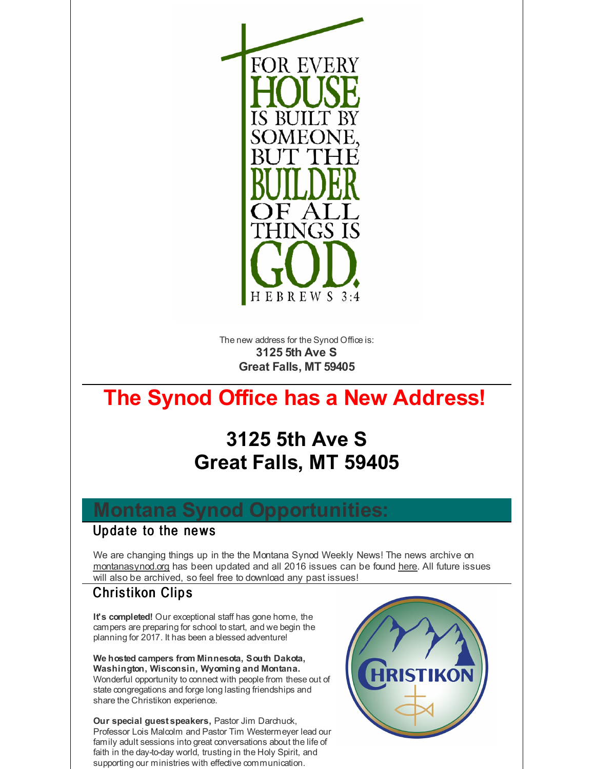FOR EVERY HOUSE IS BUILT BY SOMEONE, BUT THE BUILDER OF ALL THINGS IS GOD.
HEBREWS 3:4

The new address for the Synod Office is:
**3125 5th Ave S**
**Great Falls, MT 59405**

# The Synod Office has a New Address!

## 3125 5th Ave S
## Great Falls, MT 59405

# Montana Synod Opportunities:

## Update to the news

We are changing things up in the the Montana Synod Weekly News! The news archive on montanasynod.org has been updated and all 2016 issues can be found here. All future issues will also be archived, so feel free to download any past issues!

## Christikon Clips

**It's completed!** Our exceptional staff has gone home, the campers are preparing for school to start, and we begin the planning for 2017. It has been a blessed adventure!

**We hosted campers from Minnesota, South Dakota, Washington, Wisconsin, Wyoming and Montana.** Wonderful opportunity to connect with people from these out of state congregations and forge long lasting friendships and share the Christikon experience.

**Our special guest speakers,** Pastor Jim Darchuck, Professor Lois Malcolm and Pastor Tim Westermeyer lead our family adult sessions into great conversations about the life of faith in the day-to-day world, trusting in the Holy Spirit, and supporting our ministries with effective communication.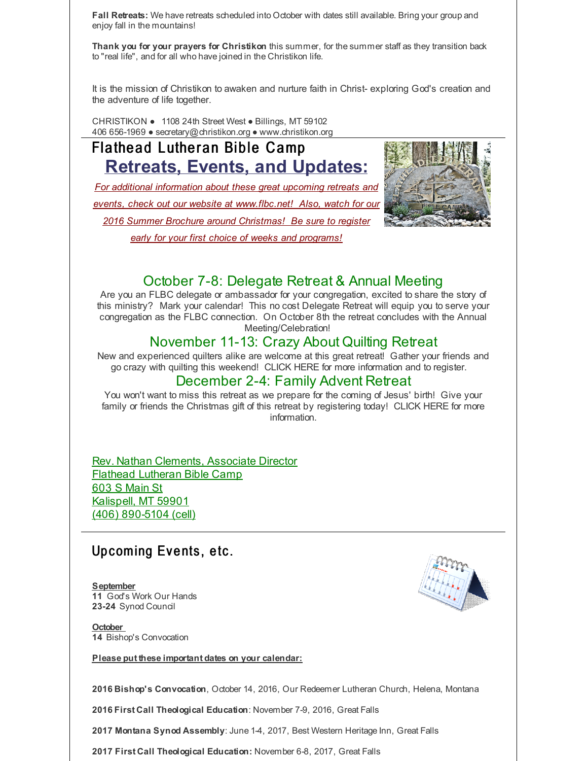**Fall Retreats:** We have retreats scheduled into October with dates still available. Bring your group and enjoy fall in the mountains!

**Thank you for your prayers for Christikon** this summer, for the summer staff as they transition back to "real life", and for all who have joined in the Christikon life.

It is the mission of Christikon to awaken and nurture faith in Christ- exploring God's creation and the adventure of life together.

CHRISTIKON ● 1108 24th Street West ● Billings, MT 59102
406 656-1969 ● secretary@christikon.org ● www.christikon.org

## Flathead Lutheran Bible Camp

## Retreats, Events, and Updates:

*For additional information about these great upcoming retreats and events, check out our website at www.flbc.net! Also, watch for our 2016 Summer Brochure around Christmas! Be sure to register early for your first choice of weeks and programs!*

### October 7-8: Delegate Retreat & Annual Meeting

Are you an FLBC delegate or ambassador for your congregation, excited to share the story of this ministry? Mark your calendar! This no cost Delegate Retreat will equip you to serve your congregation as the FLBC connection. On October 8th the retreat concludes with the Annual Meeting/Celebration!

### November 11-13: Crazy About Quilting Retreat

New and experienced quilters alike are welcome at this great retreat! Gather your friends and go crazy with quilting this weekend! CLICK HERE for more information and to register.

### December 2-4: Family Advent Retreat

You won't want to miss this retreat as we prepare for the coming of Jesus' birth! Give your family or friends the Christmas gift of this retreat by registering today! CLICK HERE for more information.

Rev. Nathan Clements, Associate Director
Flathead Lutheran Bible Camp
603 S Main St
Kalispell, MT 59901
(406) 890-5104 (cell)

## Upcoming Events, etc.

**September**
**11** God's Work Our Hands
**23-24** Synod Council

**October**
**14** Bishop's Convocation

**Please put these important dates on your calendar:**

**2016 Bishop's Convocation**, October 14, 2016, Our Redeemer Lutheran Church, Helena, Montana

**2016 First Call Theological Education**: November 7-9, 2016, Great Falls

**2017 Montana Synod Assembly**: June 1-4, 2017, Best Western Heritage Inn, Great Falls

**2017 First Call Theological Education:** November 6-8, 2017, Great Falls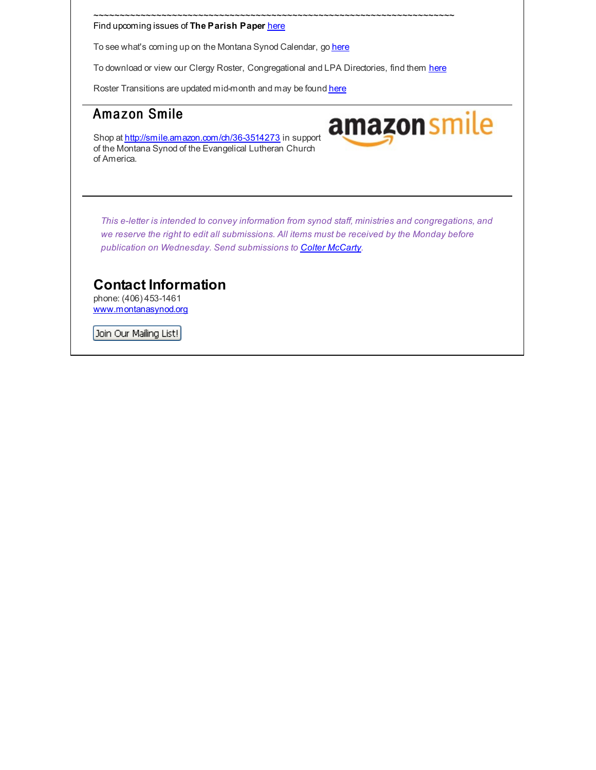~~~~~~~~~~~~~~~~~~~~~~~~~~~~~~~~~~~~~~~~~~~~~~~~~~~~~~~~~~~~~~~~~~~~~~~~~~~~~~~~

Find upcoming issues of **The Parish Paper** here

To see what's coming up on the Montana Synod Calendar, go here

To download or view our Clergy Roster, Congregational and LPA Directories, find them here

Roster Transitions are updated mid-month and may be found here

---

## Amazon Smile

Shop at http://smile.amazon.com/ch/36-3514273 in support of the Montana Synod of the Evangelical Lutheran Church of America.

---

*This e-letter is intended to convey information from synod staff, ministries and congregations, and we reserve the right to edit all submissions. All items must be received by the Monday before publication on Wednesday. Send submissions to Colter McCarty.*

## Contact Information

phone: (406) 453-1461
www.montanasynod.org

Join Our Mailing List!